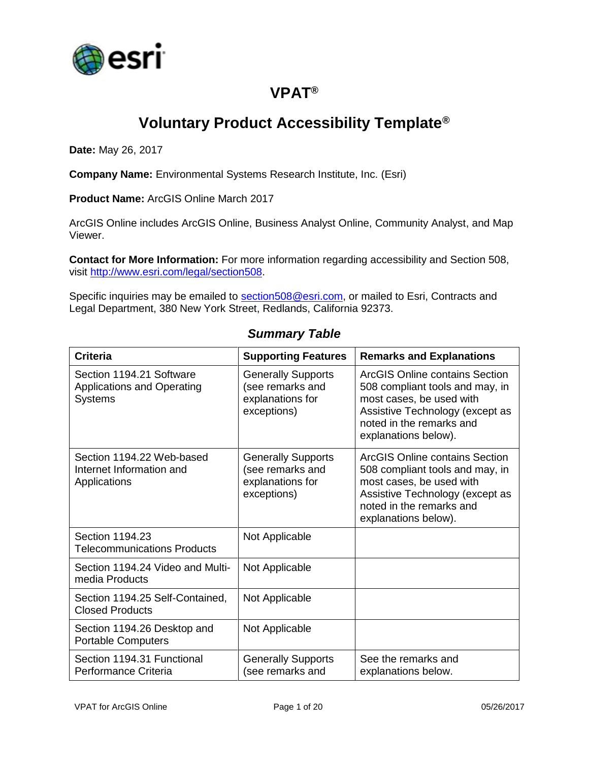# VPAT®

## Voluntary Product Accessibility Template®

**Date:** May 26, 2017

**Company Name:** Environmental Systems Research Institute, Inc. (Esri)

**Product Name:** ArcGIS Online March 2017

ArcGIS Online includes ArcGIS Online, Business Analyst Online, Community Analyst, and Map Viewer.

**Contact for More Information:** For more information regarding accessibility and Section 508, visit http://www.esri.com/legal/section508.

Specific inquiries may be emailed to section508@esri.com, or mailed to Esri, Contracts and Legal Department, 380 New York Street, Redlands, California 92373.

### *Summary Table*

| Criteria | Supporting Features | Remarks and Explanations |
|---|---|---|
| Section 1194.21 Software Applications and Operating Systems | Generally Supports (see remarks and explanations for exceptions) | ArcGIS Online contains Section 508 compliant tools and may, in most cases, be used with Assistive Technology (except as noted in the remarks and explanations below). |
| Section 1194.22 Web-based Internet Information and Applications | Generally Supports (see remarks and explanations for exceptions) | ArcGIS Online contains Section 508 compliant tools and may, in most cases, be used with Assistive Technology (except as noted in the remarks and explanations below). |
| Section 1194.23 Telecommunications Products | Not Applicable | |
| Section 1194.24 Video and Multi-media Products | Not Applicable | |
| Section 1194.25 Self-Contained, Closed Products | Not Applicable | |
| Section 1194.26 Desktop and Portable Computers | Not Applicable | |
| Section 1194.31 Functional Performance Criteria | Generally Supports (see remarks and | See the remarks and explanations below. |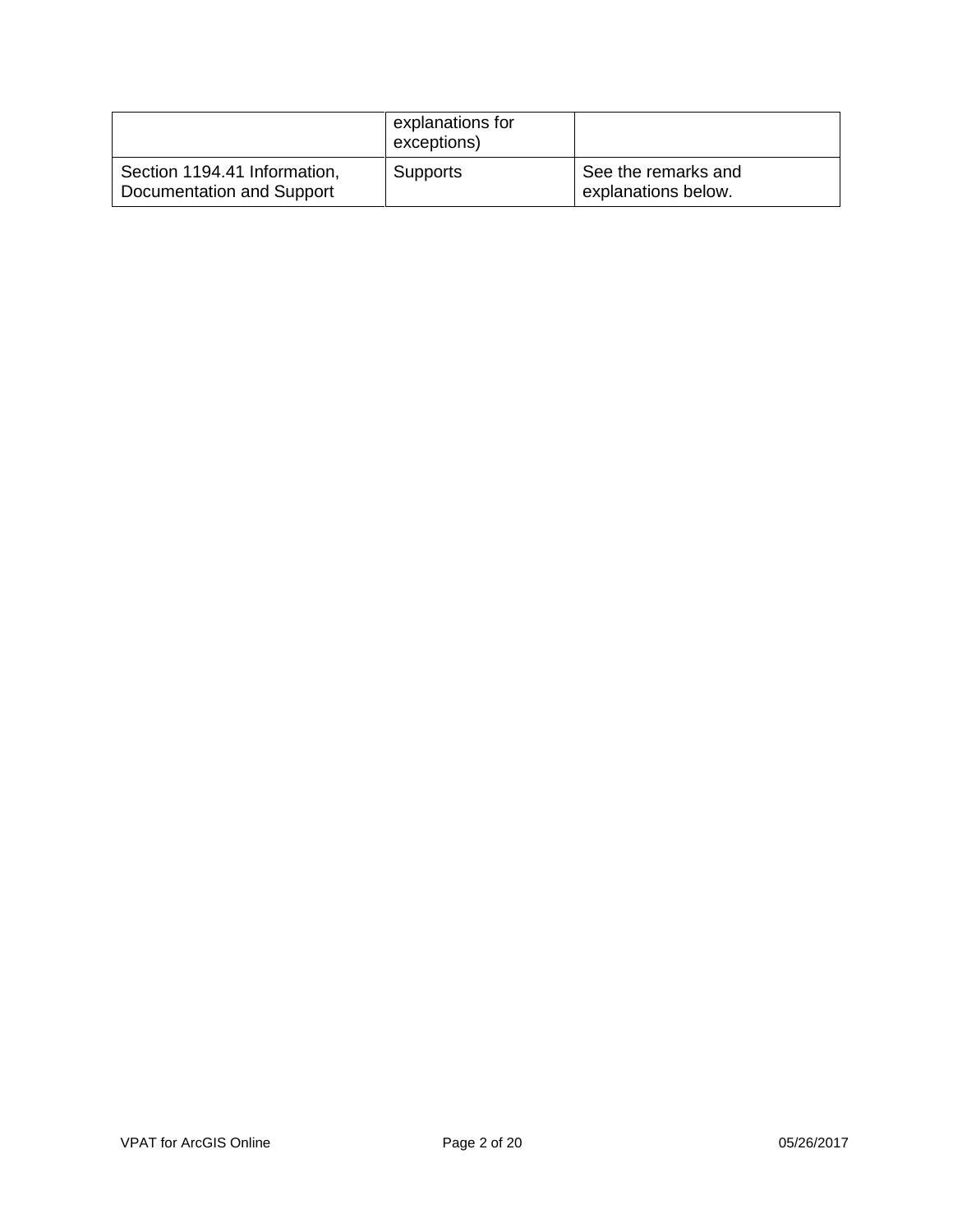| | explanations for exceptions) | |
|---|---|---|
| Section 1194.41 Information, Documentation and Support | Supports | See the remarks and explanations below. |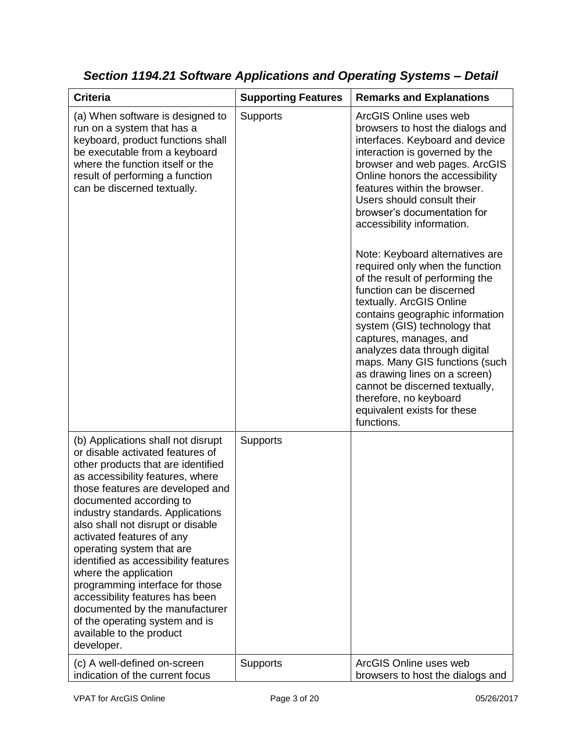### *Section 1194.21 Software Applications and Operating Systems – Detail*

| Criteria | Supporting Features | Remarks and Explanations |
|---|---|---|
| (a) When software is designed to run on a system that has a keyboard, product functions shall be executable from a keyboard where the function itself or the result of performing a function can be discerned textually. | Supports | ArcGIS Online uses web browsers to host the dialogs and interfaces. Keyboard and device interaction is governed by the browser and web pages. ArcGIS Online honors the accessibility features within the browser. Users should consult their browser's documentation for accessibility information.<br><br>Note: Keyboard alternatives are required only when the function of the result of performing the function can be discerned textually. ArcGIS Online contains geographic information system (GIS) technology that captures, manages, and analyzes data through digital maps. Many GIS functions (such as drawing lines on a screen) cannot be discerned textually, therefore, no keyboard equivalent exists for these functions. |
| (b) Applications shall not disrupt or disable activated features of other products that are identified as accessibility features, where those features are developed and documented according to industry standards. Applications also shall not disrupt or disable activated features of any operating system that are identified as accessibility features where the application programming interface for those accessibility features has been documented by the manufacturer of the operating system and is available to the product developer. | Supports | |
| (c) A well-defined on-screen indication of the current focus | Supports | ArcGIS Online uses web browsers to host the dialogs and |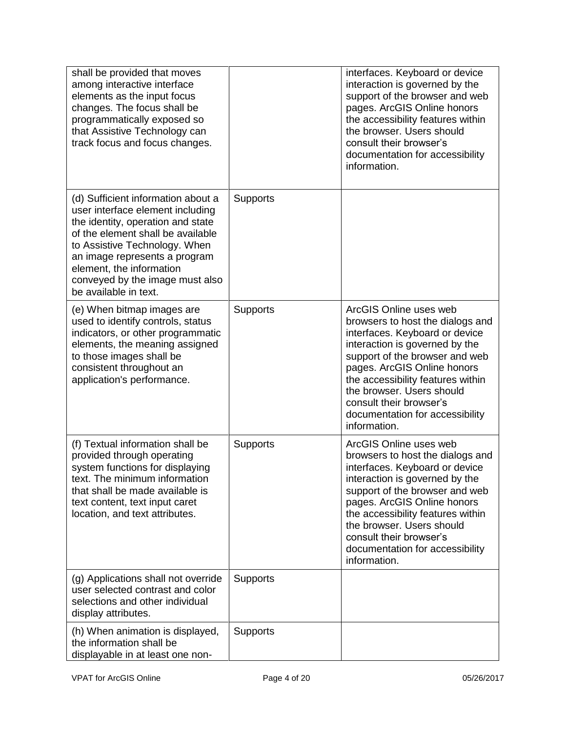| | | |
|---|---|---|
| shall be provided that moves among interactive interface elements as the input focus changes. The focus shall be programmatically exposed so that Assistive Technology can track focus and focus changes. | | interfaces. Keyboard or device interaction is governed by the support of the browser and web pages. ArcGIS Online honors the accessibility features within the browser. Users should consult their browser's documentation for accessibility information. |
| (d) Sufficient information about a user interface element including the identity, operation and state of the element shall be available to Assistive Technology. When an image represents a program element, the information conveyed by the image must also be available in text. | Supports | |
| (e) When bitmap images are used to identify controls, status indicators, or other programmatic elements, the meaning assigned to those images shall be consistent throughout an application's performance. | Supports | ArcGIS Online uses web browsers to host the dialogs and interfaces. Keyboard or device interaction is governed by the support of the browser and web pages. ArcGIS Online honors the accessibility features within the browser. Users should consult their browser's documentation for accessibility information. |
| (f) Textual information shall be provided through operating system functions for displaying text. The minimum information that shall be made available is text content, text input caret location, and text attributes. | Supports | ArcGIS Online uses web browsers to host the dialogs and interfaces. Keyboard or device interaction is governed by the support of the browser and web pages. ArcGIS Online honors the accessibility features within the browser. Users should consult their browser's documentation for accessibility information. |
| (g) Applications shall not override user selected contrast and color selections and other individual display attributes. | Supports | |
| (h) When animation is displayed, the information shall be displayable in at least one non- | Supports | |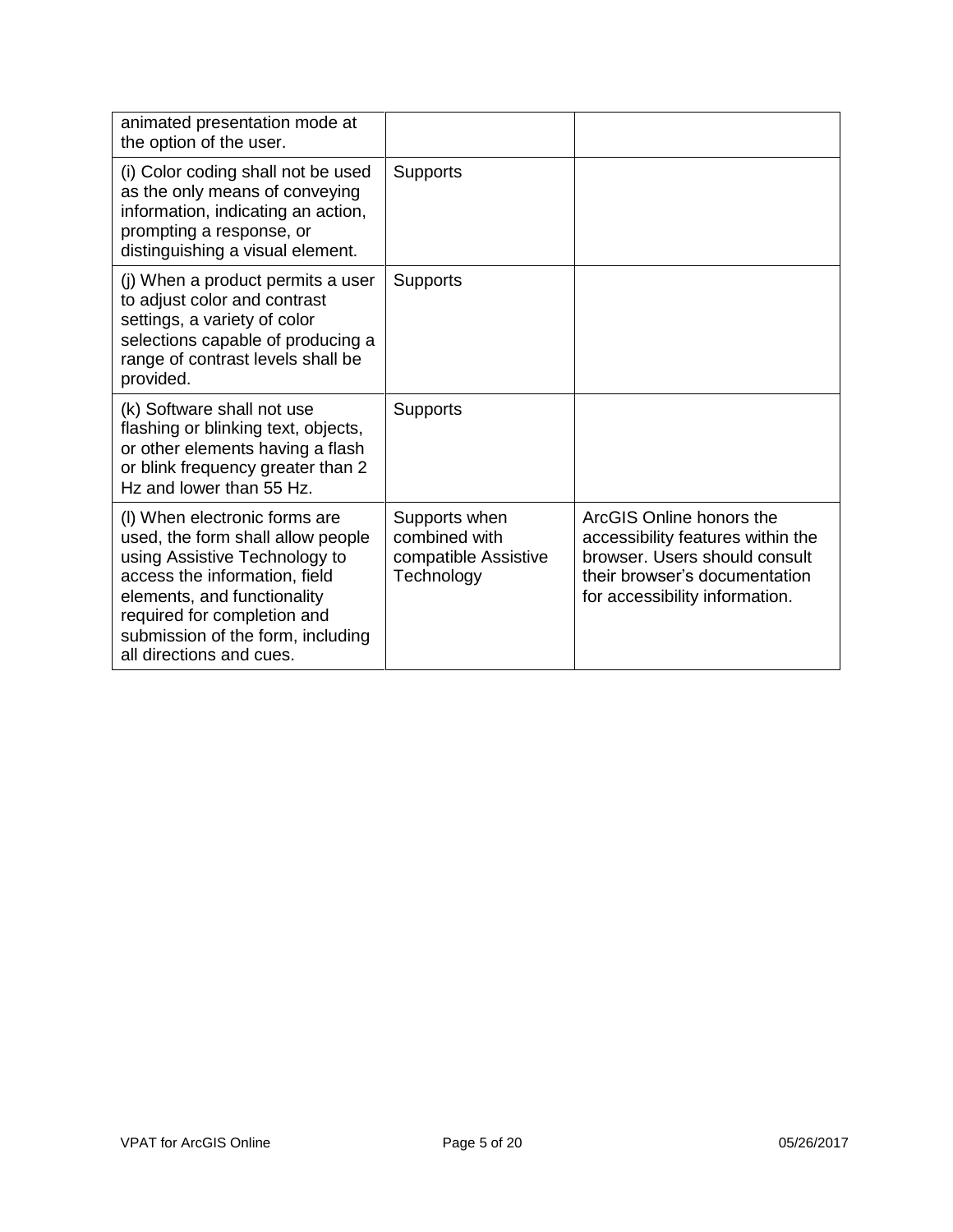| | | |
|---|---|---|
| animated presentation mode at the option of the user. | | |
| (i) Color coding shall not be used as the only means of conveying information, indicating an action, prompting a response, or distinguishing a visual element. | Supports | |
| (j) When a product permits a user to adjust color and contrast settings, a variety of color selections capable of producing a range of contrast levels shall be provided. | Supports | |
| (k) Software shall not use flashing or blinking text, objects, or other elements having a flash or blink frequency greater than 2 Hz and lower than 55 Hz. | Supports | |
| (l) When electronic forms are used, the form shall allow people using Assistive Technology to access the information, field elements, and functionality required for completion and submission of the form, including all directions and cues. | Supports when combined with compatible Assistive Technology | ArcGIS Online honors the accessibility features within the browser. Users should consult their browser's documentation for accessibility information. |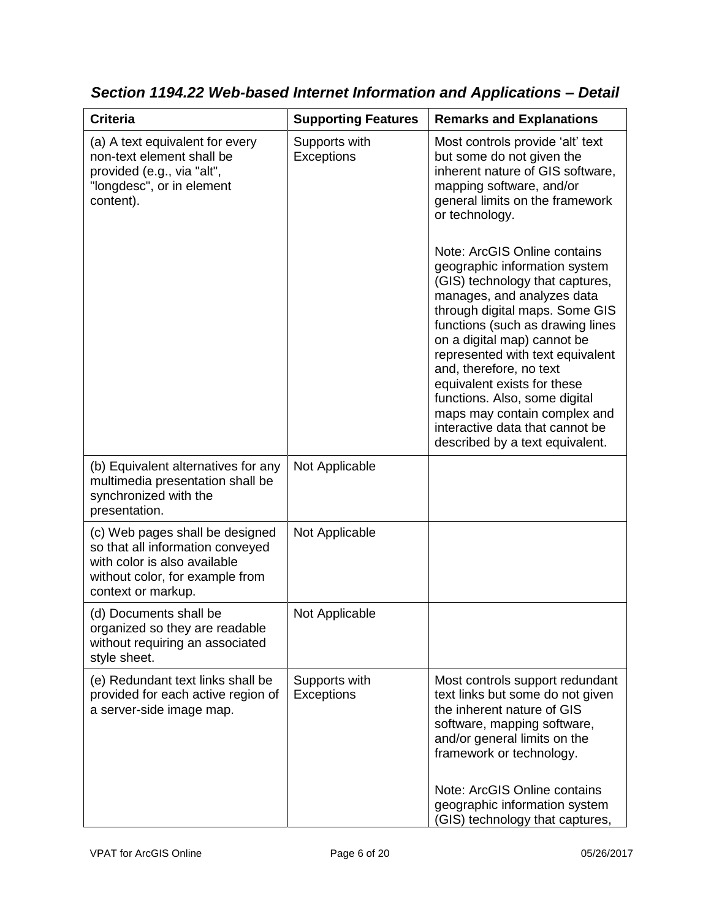### *Section 1194.22 Web-based Internet Information and Applications – Detail*

| Criteria | Supporting Features | Remarks and Explanations |
|---|---|---|
| (a) A text equivalent for every non-text element shall be provided (e.g., via "alt", "longdesc", or in element content). | Supports with Exceptions | Most controls provide 'alt' text but some do not given the inherent nature of GIS software, mapping software, and/or general limits on the framework or technology.<br><br>Note: ArcGIS Online contains geographic information system (GIS) technology that captures, manages, and analyzes data through digital maps. Some GIS functions (such as drawing lines on a digital map) cannot be represented with text equivalent and, therefore, no text equivalent exists for these functions. Also, some digital maps may contain complex and interactive data that cannot be described by a text equivalent. |
| (b) Equivalent alternatives for any multimedia presentation shall be synchronized with the presentation. | Not Applicable | |
| (c) Web pages shall be designed so that all information conveyed with color is also available without color, for example from context or markup. | Not Applicable | |
| (d) Documents shall be organized so they are readable without requiring an associated style sheet. | Not Applicable | |
| (e) Redundant text links shall be provided for each active region of a server-side image map. | Supports with Exceptions | Most controls support redundant text links but some do not given the inherent nature of GIS software, mapping software, and/or general limits on the framework or technology.<br><br>Note: ArcGIS Online contains geographic information system (GIS) technology that captures, |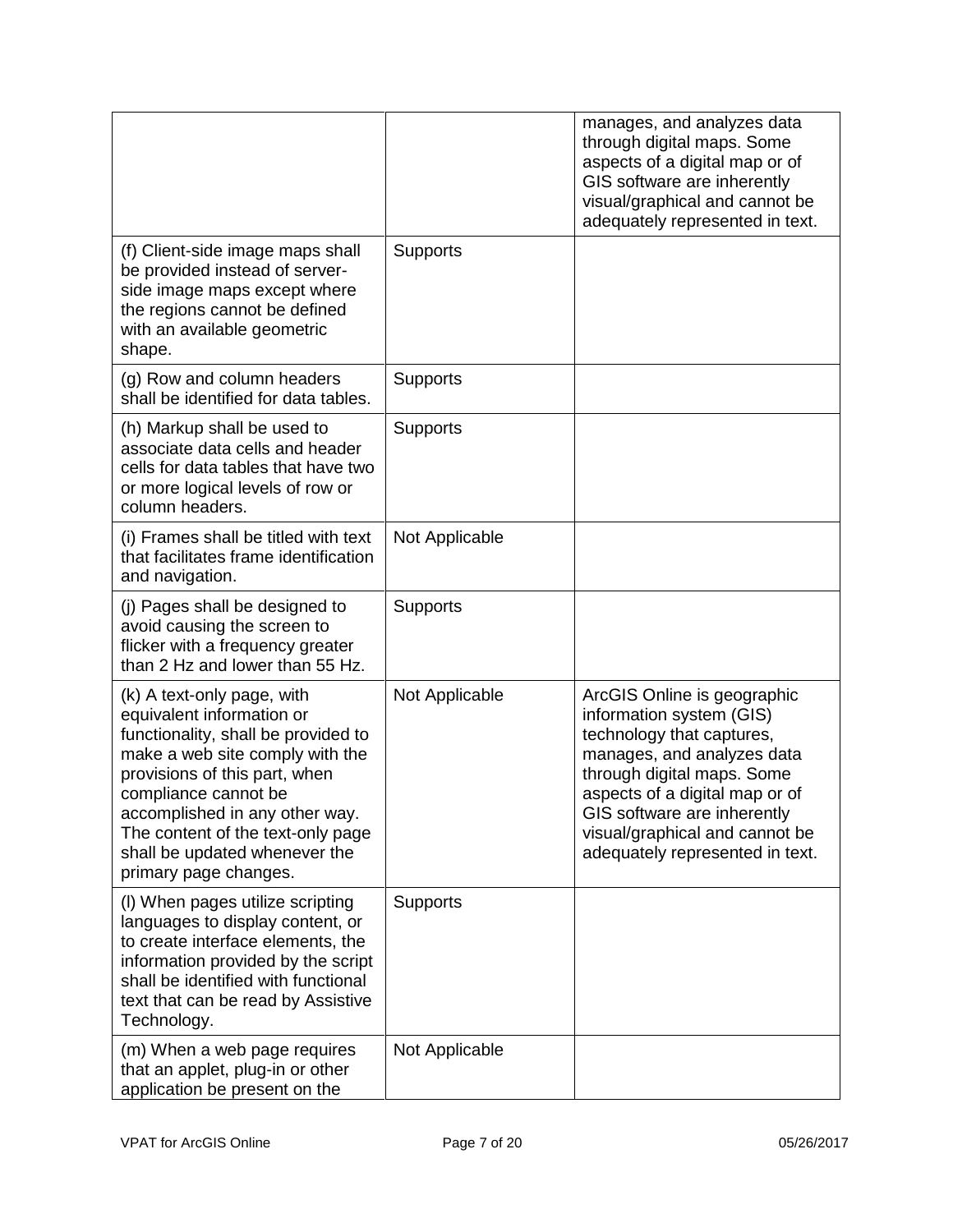| | | |
|---|---|---|
| | | manages, and analyzes data through digital maps. Some aspects of a digital map or of GIS software are inherently visual/graphical and cannot be adequately represented in text. |
| (f) Client-side image maps shall be provided instead of server-side image maps except where the regions cannot be defined with an available geometric shape. | Supports | |
| (g) Row and column headers shall be identified for data tables. | Supports | |
| (h) Markup shall be used to associate data cells and header cells for data tables that have two or more logical levels of row or column headers. | Supports | |
| (i) Frames shall be titled with text that facilitates frame identification and navigation. | Not Applicable | |
| (j) Pages shall be designed to avoid causing the screen to flicker with a frequency greater than 2 Hz and lower than 55 Hz. | Supports | |
| (k) A text-only page, with equivalent information or functionality, shall be provided to make a web site comply with the provisions of this part, when compliance cannot be accomplished in any other way. The content of the text-only page shall be updated whenever the primary page changes. | Not Applicable | ArcGIS Online is geographic information system (GIS) technology that captures, manages, and analyzes data through digital maps. Some aspects of a digital map or of GIS software are inherently visual/graphical and cannot be adequately represented in text. |
| (l) When pages utilize scripting languages to display content, or to create interface elements, the information provided by the script shall be identified with functional text that can be read by Assistive Technology. | Supports | |
| (m) When a web page requires that an applet, plug-in or other application be present on the | Not Applicable | |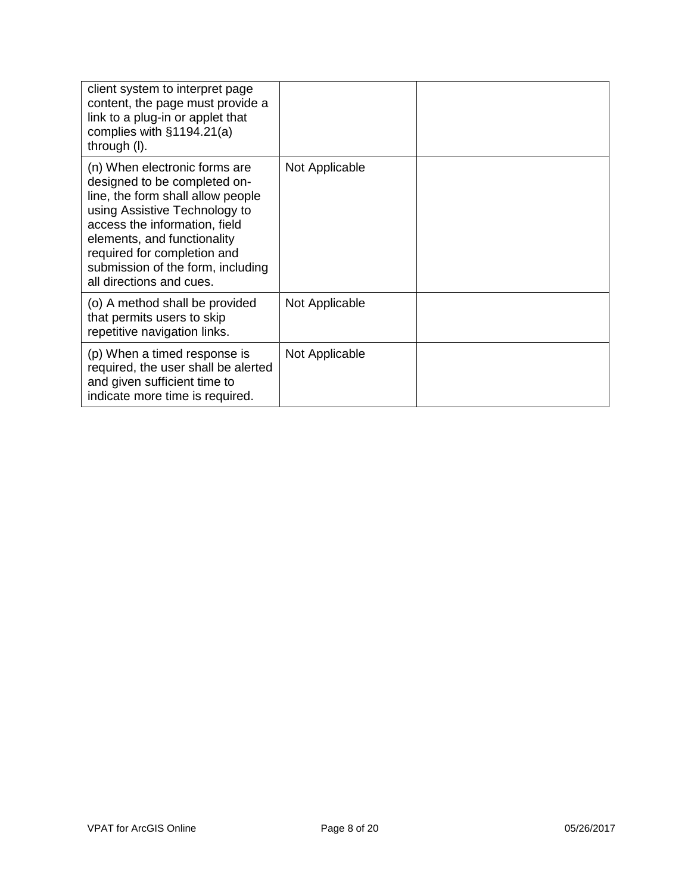| | | |
|---|---|---|
| client system to interpret page content, the page must provide a link to a plug-in or applet that complies with §1194.21(a) through (l). | | |
| (n) When electronic forms are designed to be completed on-line, the form shall allow people using Assistive Technology to access the information, field elements, and functionality required for completion and submission of the form, including all directions and cues. | Not Applicable | |
| (o) A method shall be provided that permits users to skip repetitive navigation links. | Not Applicable | |
| (p) When a timed response is required, the user shall be alerted and given sufficient time to indicate more time is required. | Not Applicable | |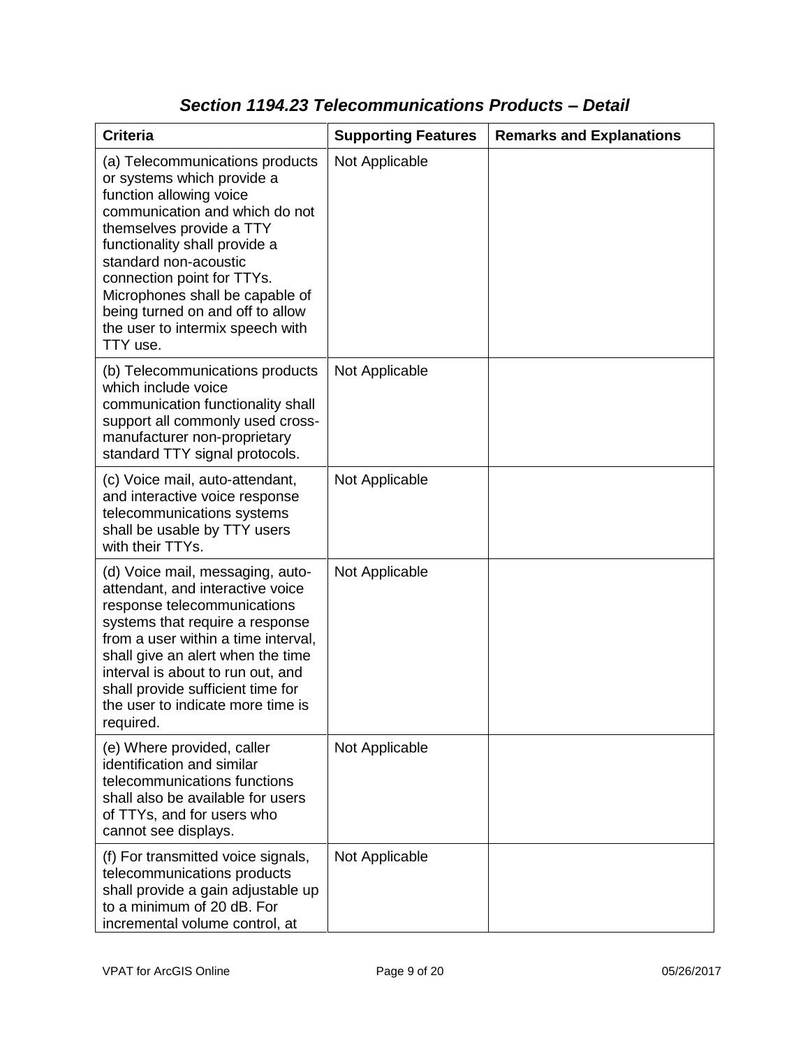## *Section 1194.23 Telecommunications Products – Detail*

| Criteria | Supporting Features | Remarks and Explanations |
|---|---|---|
| (a) Telecommunications products or systems which provide a function allowing voice communication and which do not themselves provide a TTY functionality shall provide a standard non-acoustic connection point for TTYs. Microphones shall be capable of being turned on and off to allow the user to intermix speech with TTY use. | Not Applicable | |
| (b) Telecommunications products which include voice communication functionality shall support all commonly used cross-manufacturer non-proprietary standard TTY signal protocols. | Not Applicable | |
| (c) Voice mail, auto-attendant, and interactive voice response telecommunications systems shall be usable by TTY users with their TTYs. | Not Applicable | |
| (d) Voice mail, messaging, auto-attendant, and interactive voice response telecommunications systems that require a response from a user within a time interval, shall give an alert when the time interval is about to run out, and shall provide sufficient time for the user to indicate more time is required. | Not Applicable | |
| (e) Where provided, caller identification and similar telecommunications functions shall also be available for users of TTYs, and for users who cannot see displays. | Not Applicable | |
| (f) For transmitted voice signals, telecommunications products shall provide a gain adjustable up to a minimum of 20 dB. For incremental volume control, at | Not Applicable | |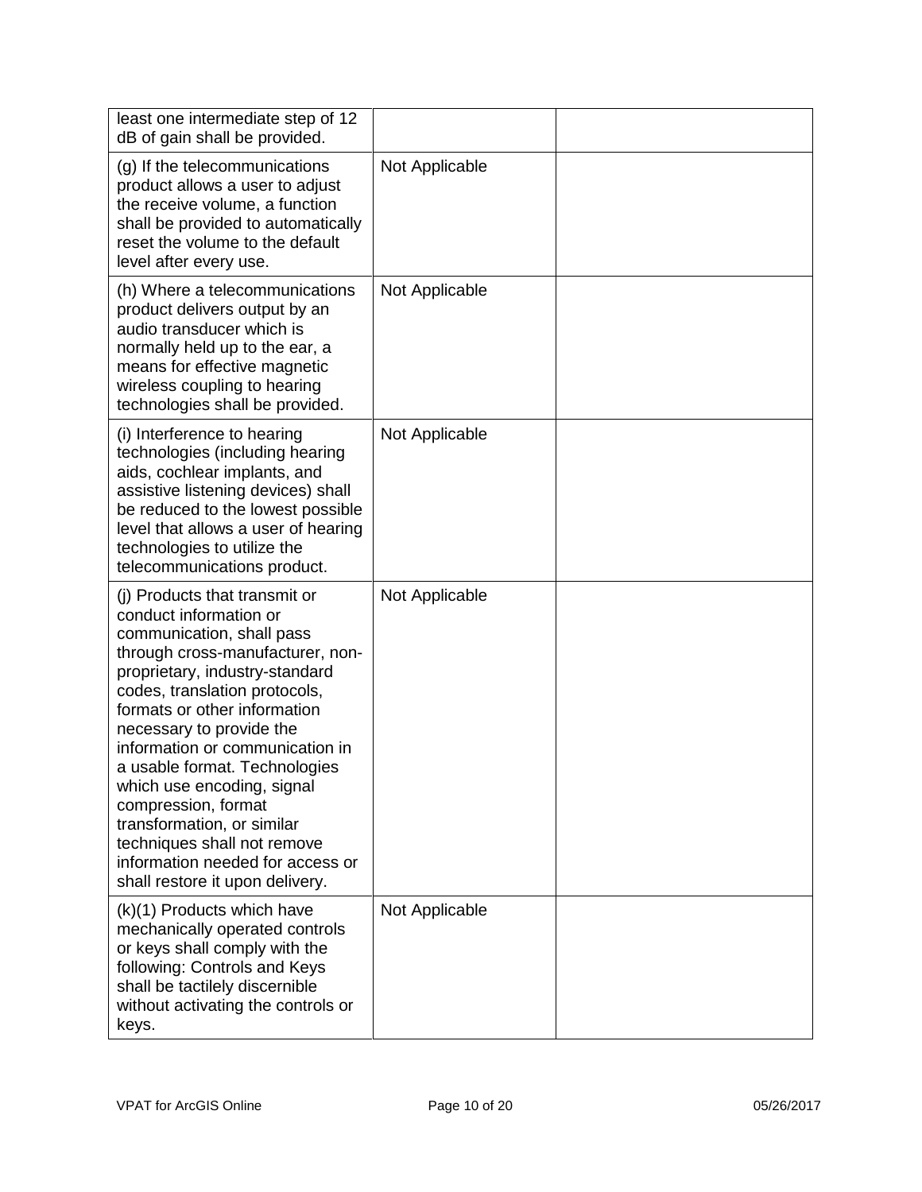| | | |
|---|---|---|
| least one intermediate step of 12 dB of gain shall be provided. | | |
| (g) If the telecommunications product allows a user to adjust the receive volume, a function shall be provided to automatically reset the volume to the default level after every use. | Not Applicable | |
| (h) Where a telecommunications product delivers output by an audio transducer which is normally held up to the ear, a means for effective magnetic wireless coupling to hearing technologies shall be provided. | Not Applicable | |
| (i) Interference to hearing technologies (including hearing aids, cochlear implants, and assistive listening devices) shall be reduced to the lowest possible level that allows a user of hearing technologies to utilize the telecommunications product. | Not Applicable | |
| (j) Products that transmit or conduct information or communication, shall pass through cross-manufacturer, non-proprietary, industry-standard codes, translation protocols, formats or other information necessary to provide the information or communication in a usable format. Technologies which use encoding, signal compression, format transformation, or similar techniques shall not remove information needed for access or shall restore it upon delivery. | Not Applicable | |
| (k)(1) Products which have mechanically operated controls or keys shall comply with the following: Controls and Keys shall be tactilely discernible without activating the controls or keys. | Not Applicable | |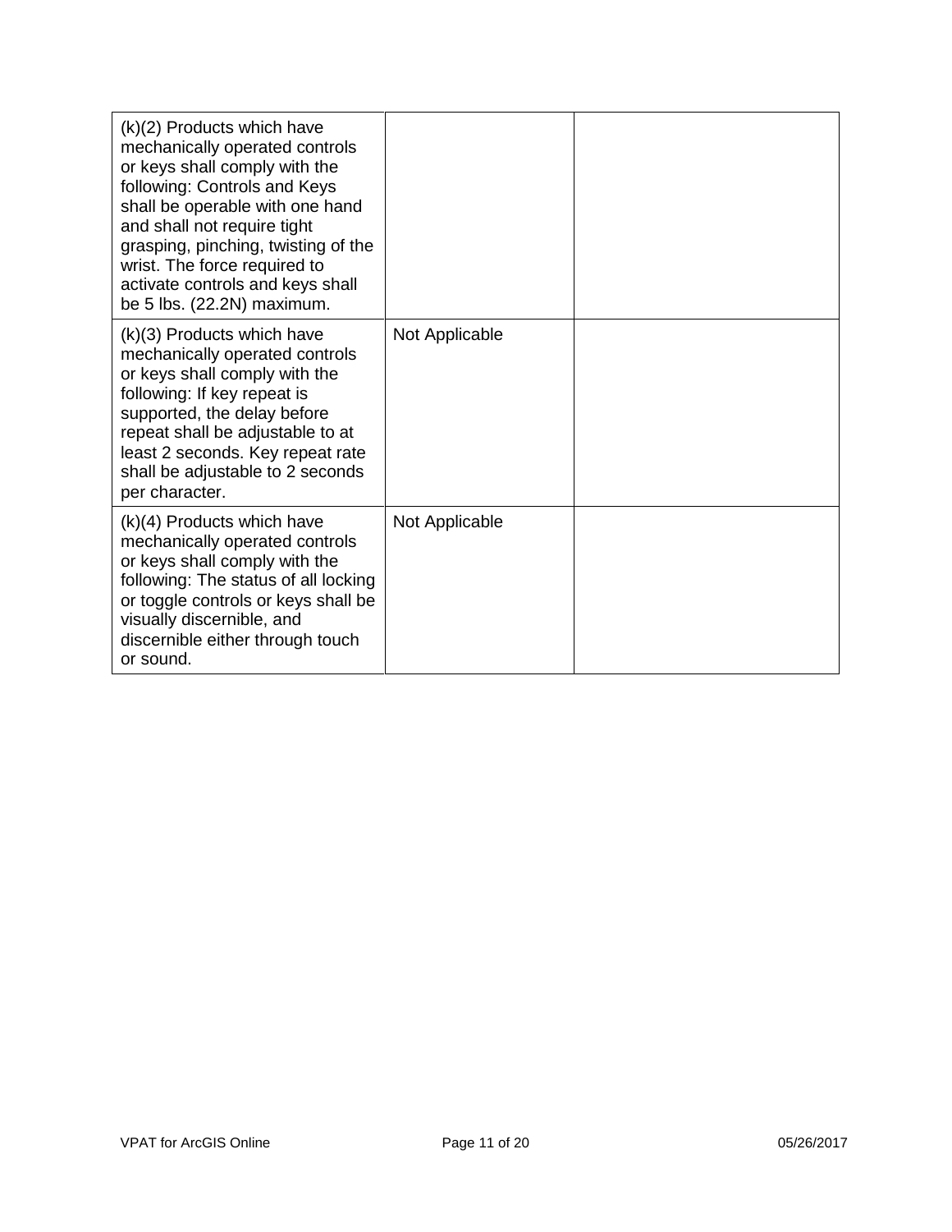| | | |
|---|---|---|
| (k)(2) Products which have mechanically operated controls or keys shall comply with the following: Controls and Keys shall be operable with one hand and shall not require tight grasping, pinching, twisting of the wrist. The force required to activate controls and keys shall be 5 lbs. (22.2N) maximum. | | |
| (k)(3) Products which have mechanically operated controls or keys shall comply with the following: If key repeat is supported, the delay before repeat shall be adjustable to at least 2 seconds. Key repeat rate shall be adjustable to 2 seconds per character. | Not Applicable | |
| (k)(4) Products which have mechanically operated controls or keys shall comply with the following: The status of all locking or toggle controls or keys shall be visually discernible, and discernible either through touch or sound. | Not Applicable | |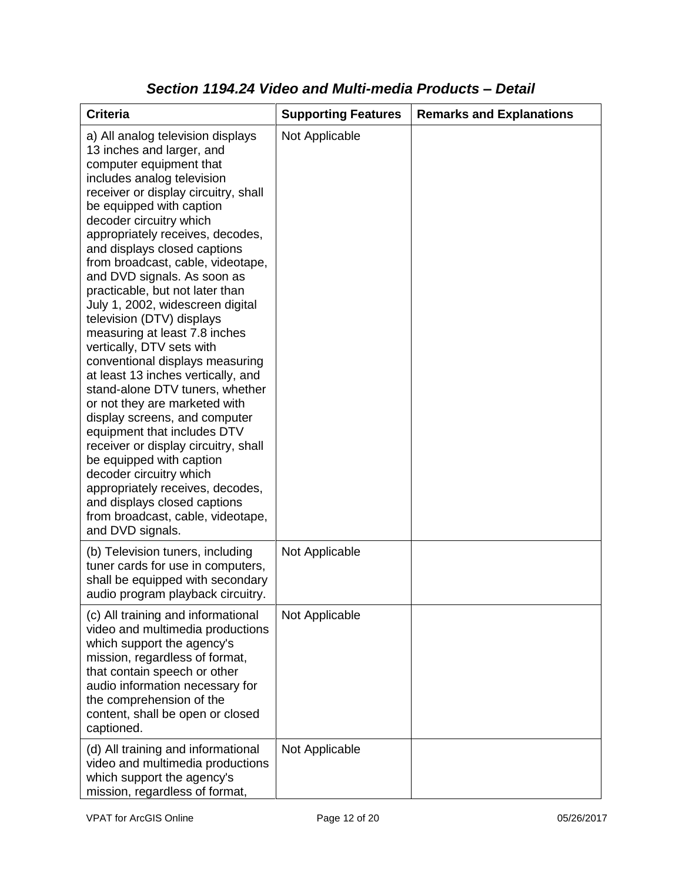### *Section 1194.24 Video and Multi-media Products – Detail*

| Criteria | Supporting Features | Remarks and Explanations |
| --- | --- | --- |
| a) All analog television displays 13 inches and larger, and computer equipment that includes analog television receiver or display circuitry, shall be equipped with caption decoder circuitry which appropriately receives, decodes, and displays closed captions from broadcast, cable, videotape, and DVD signals. As soon as practicable, but not later than July 1, 2002, widescreen digital television (DTV) displays measuring at least 7.8 inches vertically, DTV sets with conventional displays measuring at least 13 inches vertically, and stand-alone DTV tuners, whether or not they are marketed with display screens, and computer equipment that includes DTV receiver or display circuitry, shall be equipped with caption decoder circuitry which appropriately receives, decodes, and displays closed captions from broadcast, cable, videotape, and DVD signals. | Not Applicable | |
| (b) Television tuners, including tuner cards for use in computers, shall be equipped with secondary audio program playback circuitry. | Not Applicable | |
| (c) All training and informational video and multimedia productions which support the agency's mission, regardless of format, that contain speech or other audio information necessary for the comprehension of the content, shall be open or closed captioned. | Not Applicable | |
| (d) All training and informational video and multimedia productions which support the agency's mission, regardless of format, | Not Applicable | |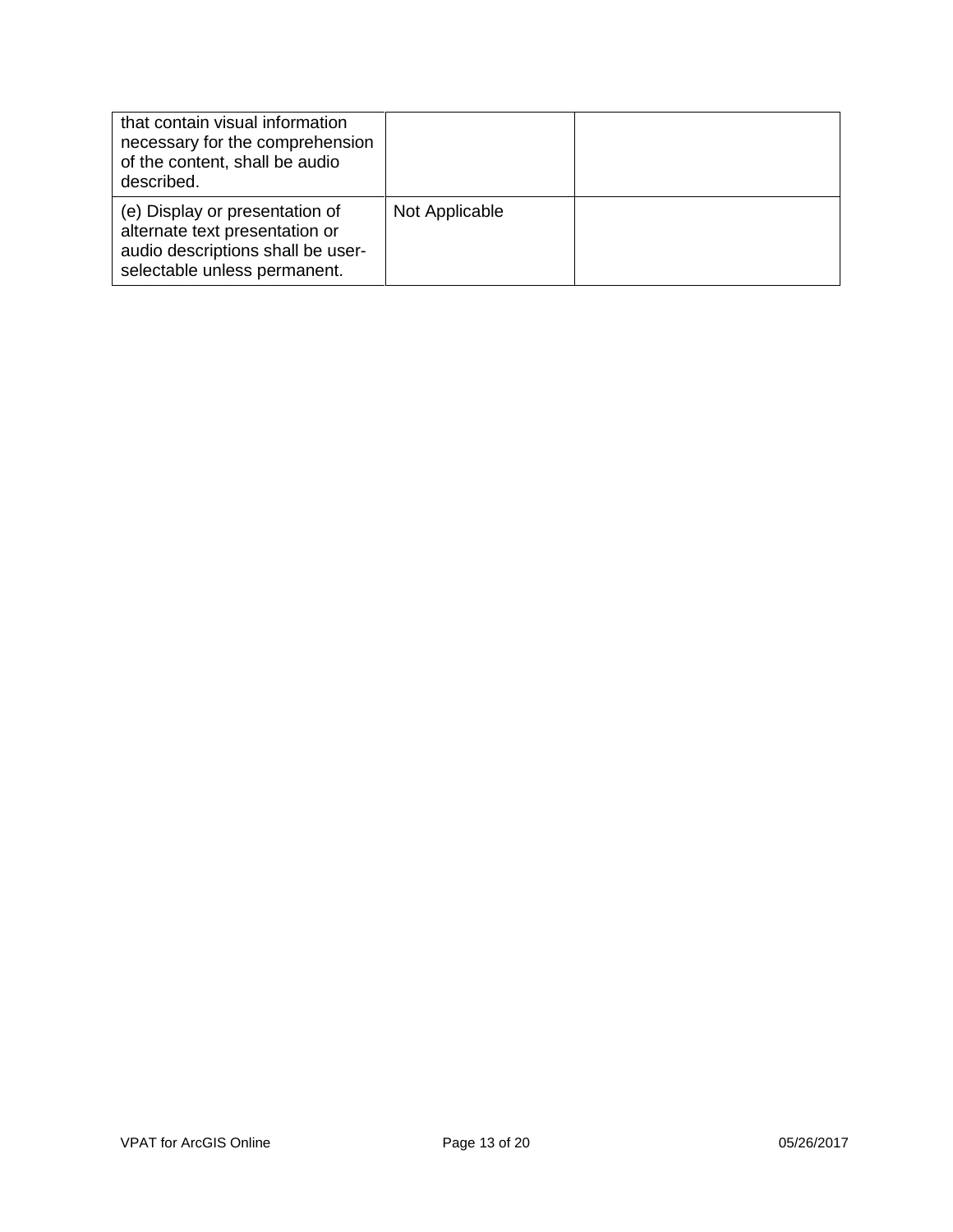| | | |
|---|---|---|
| that contain visual information necessary for the comprehension of the content, shall be audio described. | | |
| (e) Display or presentation of alternate text presentation or audio descriptions shall be user-selectable unless permanent. | Not Applicable | |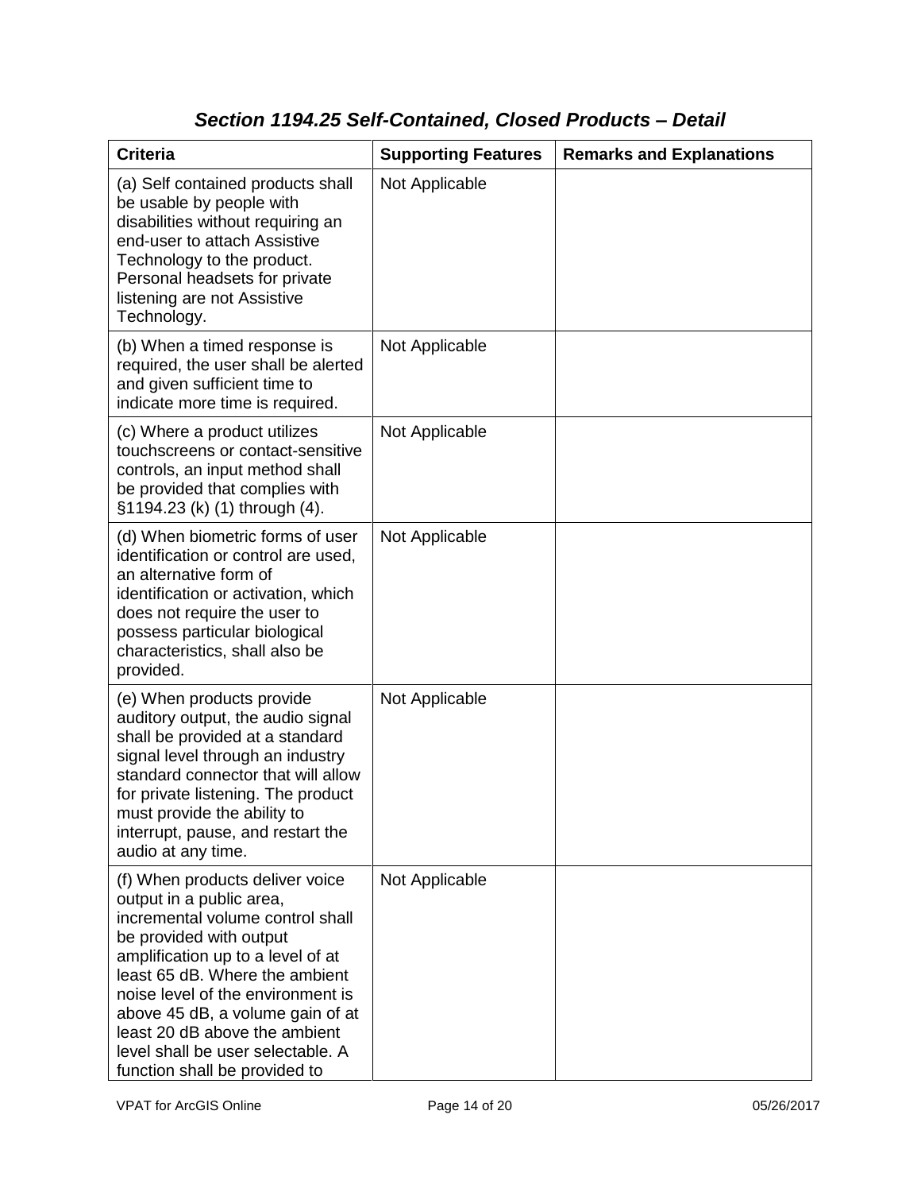## *Section 1194.25 Self-Contained, Closed Products – Detail*

| Criteria | Supporting Features | Remarks and Explanations |
|---|---|---|
| (a) Self contained products shall be usable by people with disabilities without requiring an end-user to attach Assistive Technology to the product. Personal headsets for private listening are not Assistive Technology. | Not Applicable | |
| (b) When a timed response is required, the user shall be alerted and given sufficient time to indicate more time is required. | Not Applicable | |
| (c) Where a product utilizes touchscreens or contact-sensitive controls, an input method shall be provided that complies with §1194.23 (k) (1) through (4). | Not Applicable | |
| (d) When biometric forms of user identification or control are used, an alternative form of identification or activation, which does not require the user to possess particular biological characteristics, shall also be provided. | Not Applicable | |
| (e) When products provide auditory output, the audio signal shall be provided at a standard signal level through an industry standard connector that will allow for private listening. The product must provide the ability to interrupt, pause, and restart the audio at any time. | Not Applicable | |
| (f) When products deliver voice output in a public area, incremental volume control shall be provided with output amplification up to a level of at least 65 dB. Where the ambient noise level of the environment is above 45 dB, a volume gain of at least 20 dB above the ambient level shall be user selectable. A function shall be provided to | Not Applicable | |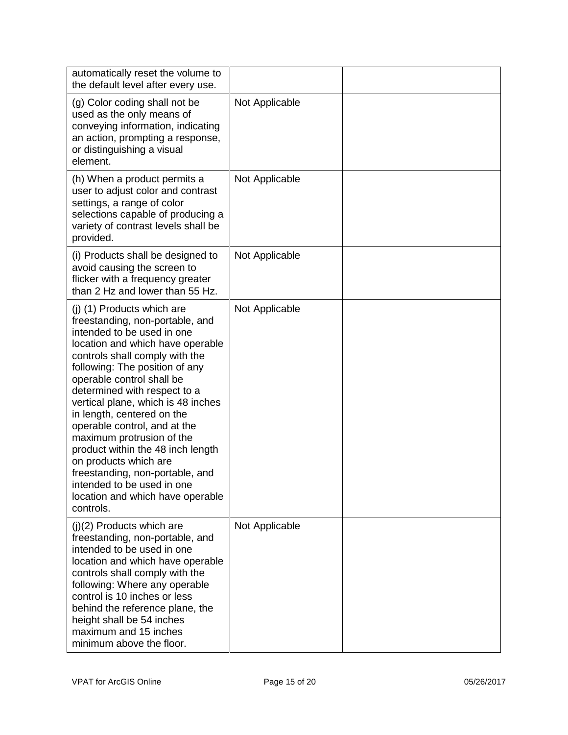| | | |
|---|---|---|
| automatically reset the volume to the default level after every use. | | |
| (g) Color coding shall not be used as the only means of conveying information, indicating an action, prompting a response, or distinguishing a visual element. | Not Applicable | |
| (h) When a product permits a user to adjust color and contrast settings, a range of color selections capable of producing a variety of contrast levels shall be provided. | Not Applicable | |
| (i) Products shall be designed to avoid causing the screen to flicker with a frequency greater than 2 Hz and lower than 55 Hz. | Not Applicable | |
| (j) (1) Products which are freestanding, non-portable, and intended to be used in one location and which have operable controls shall comply with the following: The position of any operable control shall be determined with respect to a vertical plane, which is 48 inches in length, centered on the operable control, and at the maximum protrusion of the product within the 48 inch length on products which are freestanding, non-portable, and intended to be used in one location and which have operable controls. | Not Applicable | |
| (j)(2) Products which are freestanding, non-portable, and intended to be used in one location and which have operable controls shall comply with the following: Where any operable control is 10 inches or less behind the reference plane, the height shall be 54 inches maximum and 15 inches minimum above the floor. | Not Applicable | |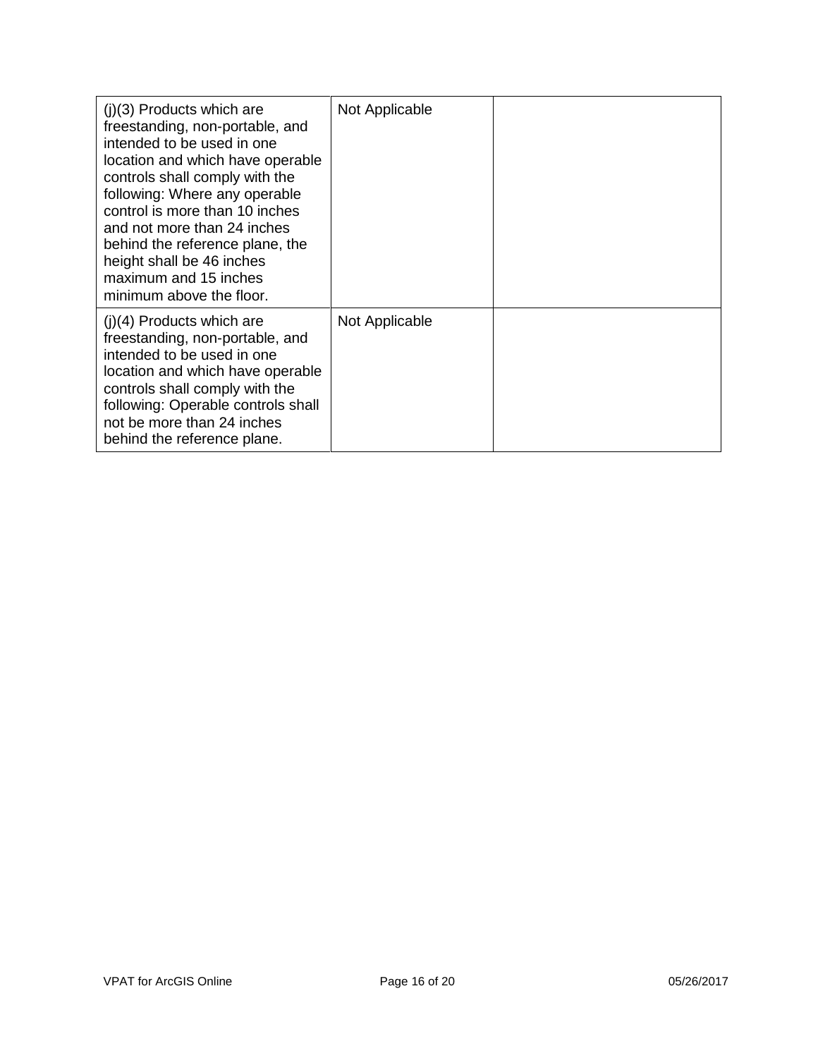| (j)(3) Products which are freestanding, non-portable, and intended to be used in one location and which have operable controls shall comply with the following: Where any operable control is more than 10 inches and not more than 24 inches behind the reference plane, the height shall be 46 inches maximum and 15 inches minimum above the floor. | Not Applicable | |
|---|---|---|
| (j)(4) Products which are freestanding, non-portable, and intended to be used in one location and which have operable controls shall comply with the following: Operable controls shall not be more than 24 inches behind the reference plane. | Not Applicable | |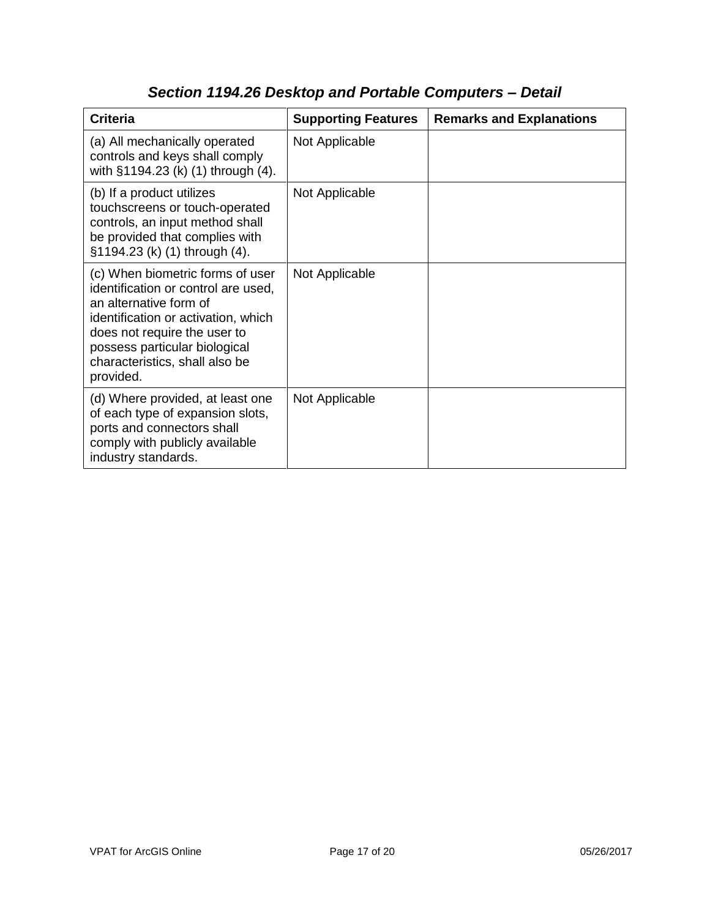## *Section 1194.26 Desktop and Portable Computers – Detail*

| Criteria | Supporting Features | Remarks and Explanations |
| --- | --- | --- |
| (a) All mechanically operated controls and keys shall comply with §1194.23 (k) (1) through (4). | Not Applicable | |
| (b) If a product utilizes touchscreens or touch-operated controls, an input method shall be provided that complies with §1194.23 (k) (1) through (4). | Not Applicable | |
| (c) When biometric forms of user identification or control are used, an alternative form of identification or activation, which does not require the user to possess particular biological characteristics, shall also be provided. | Not Applicable | |
| (d) Where provided, at least one of each type of expansion slots, ports and connectors shall comply with publicly available industry standards. | Not Applicable | |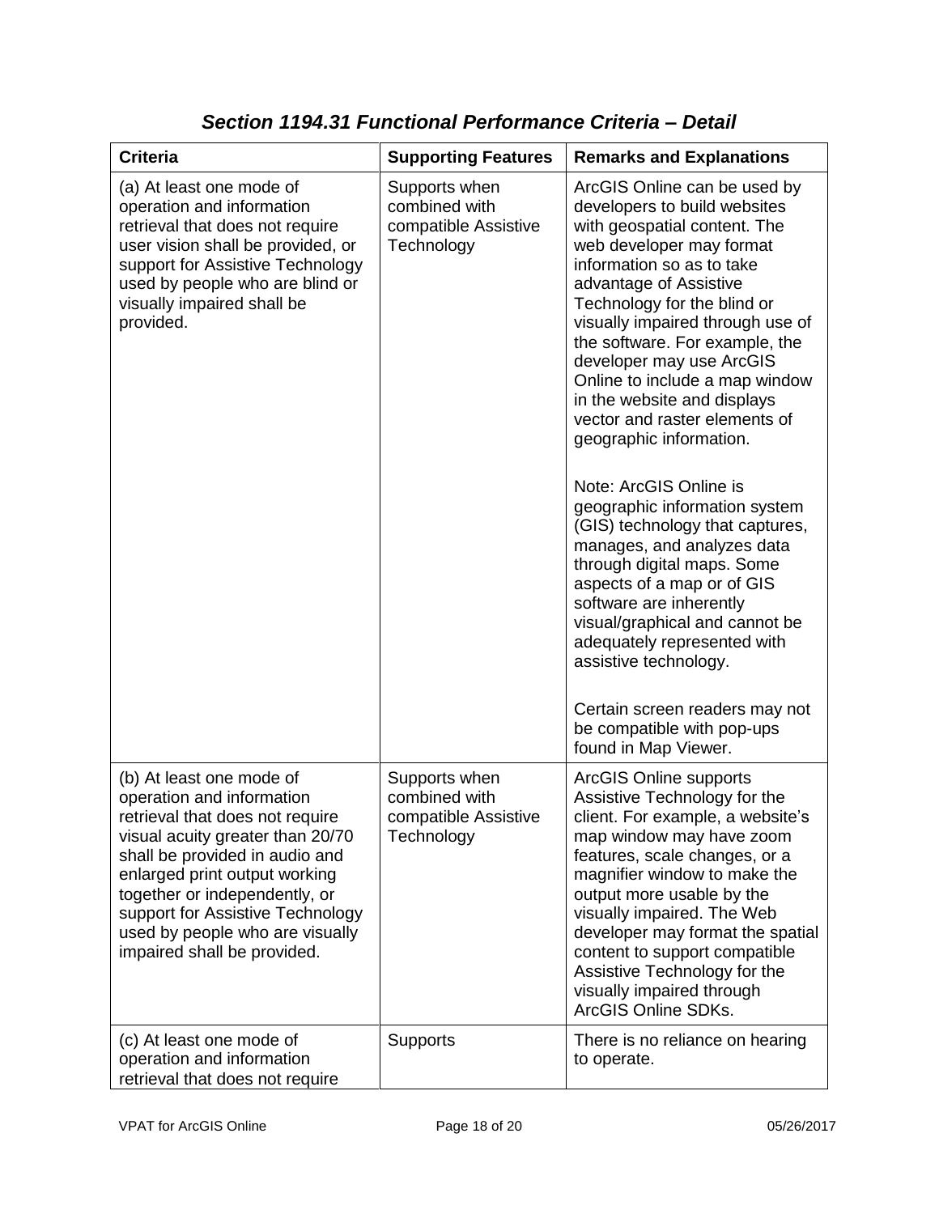### *Section 1194.31 Functional Performance Criteria – Detail*

| Criteria | Supporting Features | Remarks and Explanations |
|---|---|---|
| (a) At least one mode of operation and information retrieval that does not require user vision shall be provided, or support for Assistive Technology used by people who are blind or visually impaired shall be provided. | Supports when combined with compatible Assistive Technology | ArcGIS Online can be used by developers to build websites with geospatial content. The web developer may format information so as to take advantage of Assistive Technology for the blind or visually impaired through use of the software. For example, the developer may use ArcGIS Online to include a map window in the website and displays vector and raster elements of geographic information.<br><br>Note: ArcGIS Online is geographic information system (GIS) technology that captures, manages, and analyzes data through digital maps. Some aspects of a map or of GIS software are inherently visual/graphical and cannot be adequately represented with assistive technology.<br><br>Certain screen readers may not be compatible with pop-ups found in Map Viewer. |
| (b) At least one mode of operation and information retrieval that does not require visual acuity greater than 20/70 shall be provided in audio and enlarged print output working together or independently, or support for Assistive Technology used by people who are visually impaired shall be provided. | Supports when combined with compatible Assistive Technology | ArcGIS Online supports Assistive Technology for the client. For example, a website's map window may have zoom features, scale changes, or a magnifier window to make the output more usable by the visually impaired. The Web developer may format the spatial content to support compatible Assistive Technology for the visually impaired through ArcGIS Online SDKs. |
| (c) At least one mode of operation and information retrieval that does not require | Supports | There is no reliance on hearing to operate. |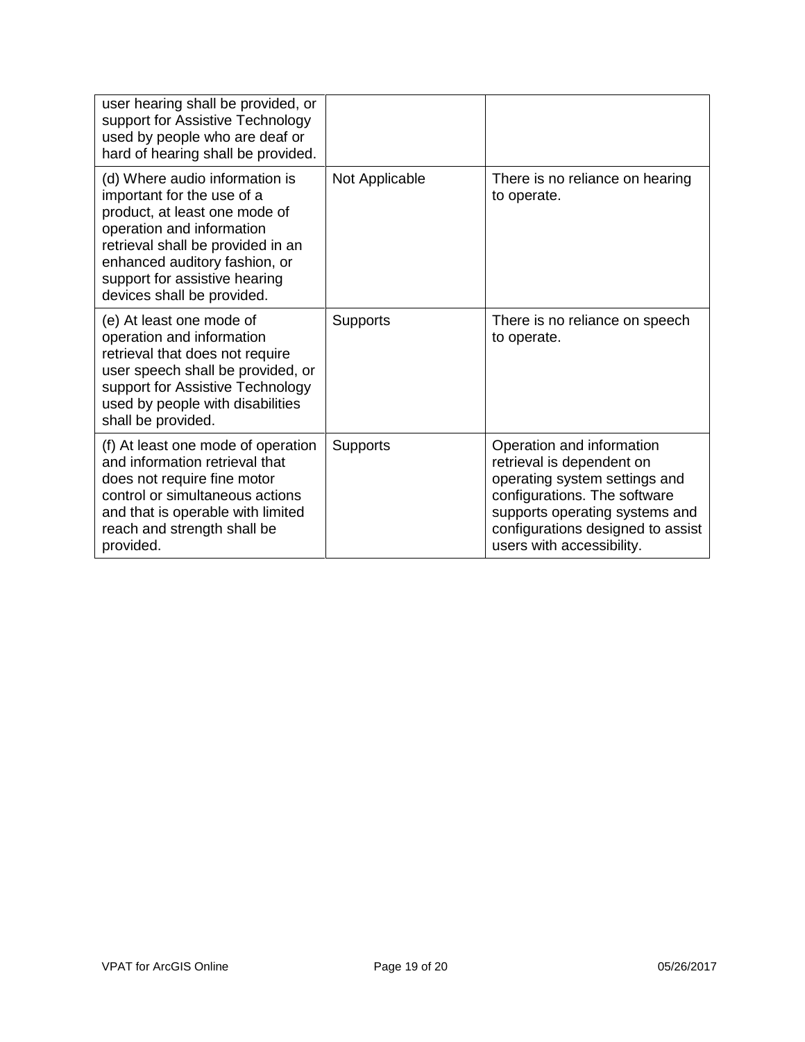| | | |
|---|---|---|
| user hearing shall be provided, or support for Assistive Technology used by people who are deaf or hard of hearing shall be provided. | | |
| (d) Where audio information is important for the use of a product, at least one mode of operation and information retrieval shall be provided in an enhanced auditory fashion, or support for assistive hearing devices shall be provided. | Not Applicable | There is no reliance on hearing to operate. |
| (e) At least one mode of operation and information retrieval that does not require user speech shall be provided, or support for Assistive Technology used by people with disabilities shall be provided. | Supports | There is no reliance on speech to operate. |
| (f) At least one mode of operation and information retrieval that does not require fine motor control or simultaneous actions and that is operable with limited reach and strength shall be provided. | Supports | Operation and information retrieval is dependent on operating system settings and configurations. The software supports operating systems and configurations designed to assist users with accessibility. |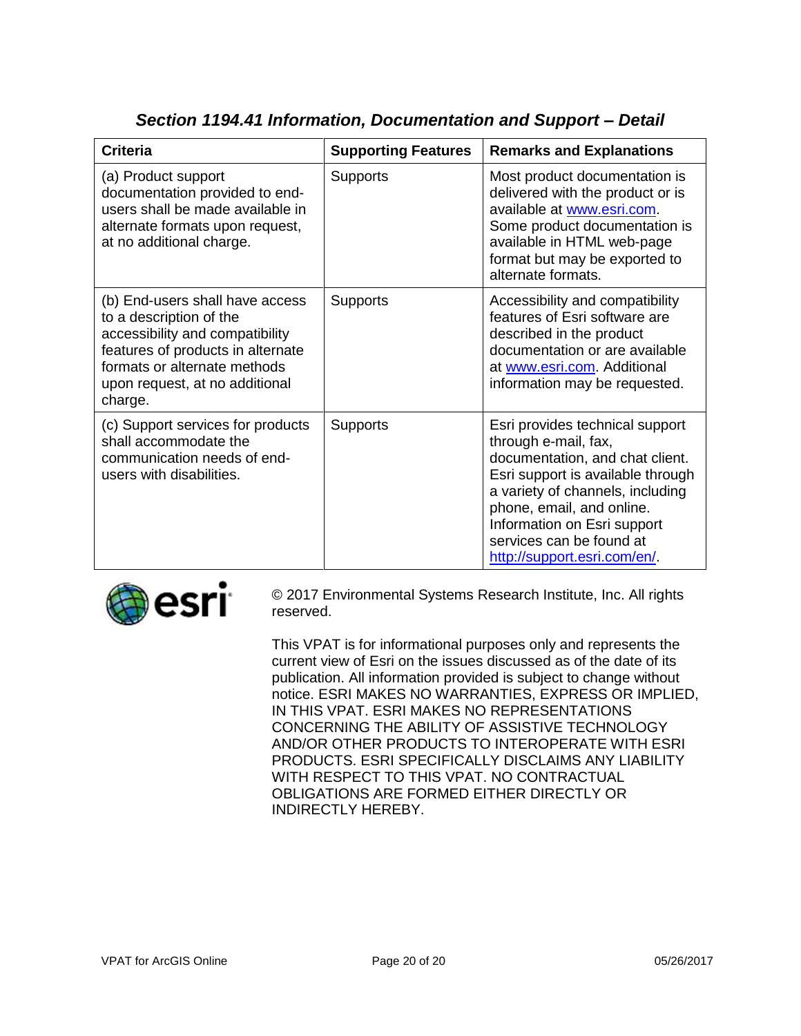### *Section 1194.41 Information, Documentation and Support – Detail*

| Criteria | Supporting Features | Remarks and Explanations |
|---|---|---|
| (a) Product support documentation provided to end-users shall be made available in alternate formats upon request, at no additional charge. | Supports | Most product documentation is delivered with the product or is available at www.esri.com. Some product documentation is available in HTML web-page format but may be exported to alternate formats. |
| (b) End-users shall have access to a description of the accessibility and compatibility features of products in alternate formats or alternate methods upon request, at no additional charge. | Supports | Accessibility and compatibility features of Esri software are described in the product documentation or are available at www.esri.com. Additional information may be requested. |
| (c) Support services for products shall accommodate the communication needs of end-users with disabilities. | Supports | Esri provides technical support through e-mail, fax, documentation, and chat client. Esri support is available through a variety of channels, including phone, email, and online. Information on Esri support services can be found at http://support.esri.com/en/. |

esri

© 2017 Environmental Systems Research Institute, Inc. All rights reserved.

This VPAT is for informational purposes only and represents the current view of Esri on the issues discussed as of the date of its publication. All information provided is subject to change without notice. ESRI MAKES NO WARRANTIES, EXPRESS OR IMPLIED, IN THIS VPAT. ESRI MAKES NO REPRESENTATIONS CONCERNING THE ABILITY OF ASSISTIVE TECHNOLOGY AND/OR OTHER PRODUCTS TO INTEROPERATE WITH ESRI PRODUCTS. ESRI SPECIFICALLY DISCLAIMS ANY LIABILITY WITH RESPECT TO THIS VPAT. NO CONTRACTUAL OBLIGATIONS ARE FORMED EITHER DIRECTLY OR INDIRECTLY HEREBY.